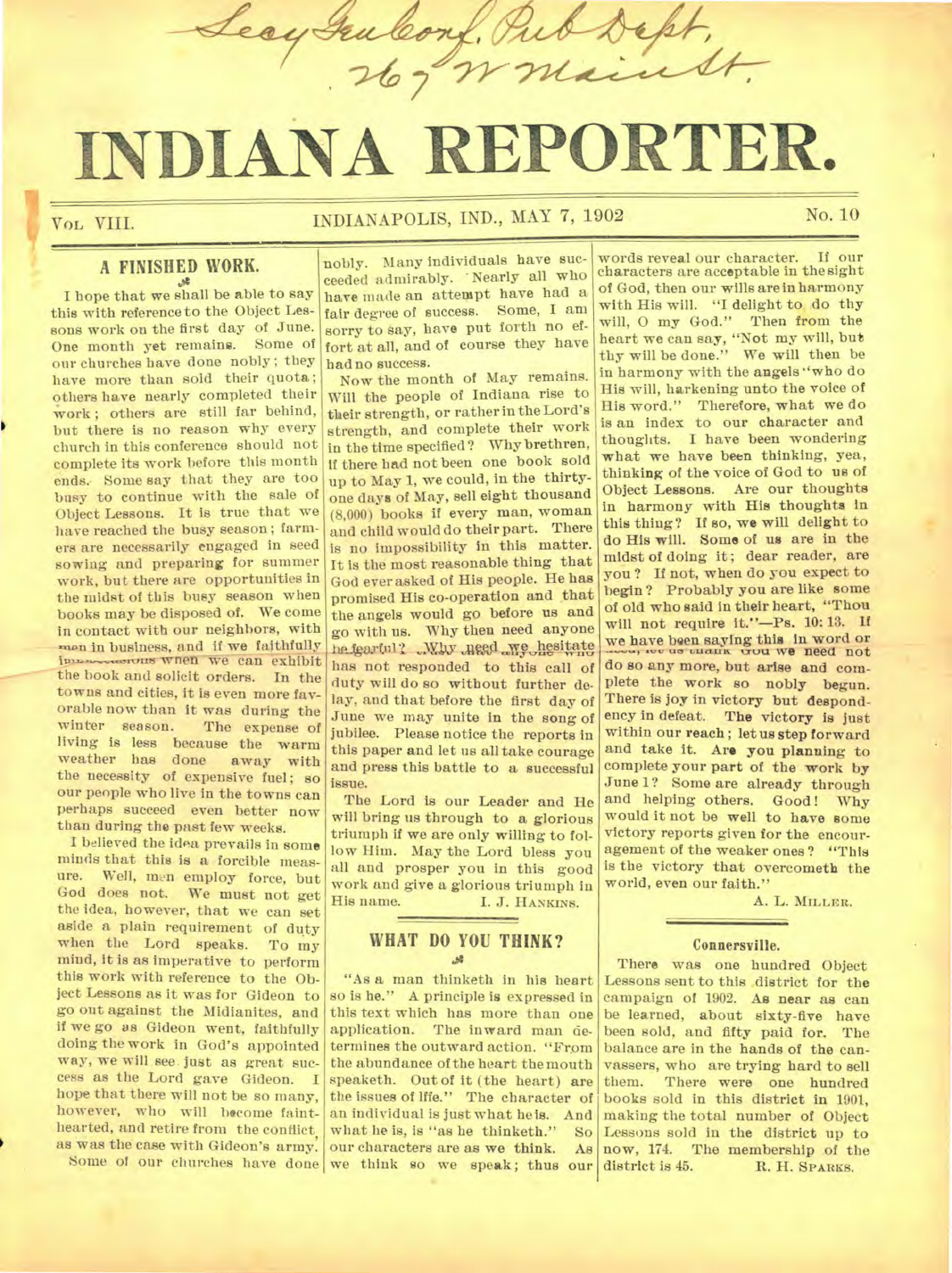Secy Gen Conf. Pub Dept,
267 W Main St.

# INDIANA REPORTER.

VOL. VIII. INDIANAPOLIS, IND., MAY 7, 1902 No. 10

## A FINISHED WORK.

I hope that we shall be able to say this with reference to the Object Lessons work on the first day of June. One month yet remains. Some of our churches have done nobly; they have more than sold their quota; others have nearly completed their work; others are still far behind, but there is no reason why every church in this conference should not complete its work before this month ends. Some say that they are too busy to continue with the sale of Object Lessons. It is true that we have reached the busy season; farmers are necessarily engaged in seed sowing and preparing for summer work, but there are opportunities in the midst of this busy season when books may be disposed of. We come in contact with our neighbors, with men in business, and if we faithfully improve the numerous occasions when we can exhibit the book and solicit orders. In the towns and cities, it is even more favorable now than it was during the winter season. The expense of living is less because the warm weather has done away with the necessity of expensive fuel; so our people who live in the towns can perhaps succeed even better now than during the past few weeks.

I believed the idea prevails in some minds that this is a forcible measure. Well, men employ force, but God does not. We must not get the idea, however, that we can set aside a plain requirement of duty when the Lord speaks. To my mind, it is as imperative to perform this work with reference to the Object Lessons as it was for Gideon to go out against the Midianites, and if we go as Gideon went, faithfully doing the work in God's appointed way, we will see just as great success as the Lord gave Gideon. I hope that there will not be so many, however, who will become faint-hearted, and retire from the conflict, as was the case with Gideon's army.

Some of our churches have done nobly. Many individuals have succeeded admirably. Nearly all who have made an attempt have had a fair degree of success. Some, I am sorry to say, have put forth no effort at all, and of course they have had no success.

Now the month of May remains. Will the people of Indiana rise to their strength, or rather in the Lord's strength, and complete their work in the time specified? Why brethren, if there had not been one book sold up to May 1, we could, in the thirty-one days of May, sell eight thousand (8,000) books if every man, woman and child would do their part. There is no impossibility in this matter. It is the most reasonable thing that God ever asked of His people. He has promised His co-operation and that the angels would go before us and go with us. Why then need anyone be fearful? Why need we hesitate? Let us hope that everyone who has not responded to this call of duty will do so without further delay, and that before the first day of June we may unite in the song of jubilee. Please notice the reports in this paper and let us all take courage and press this battle to a successful issue.

The Lord is our Leader and He will bring us through to a glorious triumph if we are only willing to follow Him. May the Lord bless you all and prosper you in this good work and give a glorious triumph in His name.

I. J. HANKINS.

## WHAT DO YOU THINK?

"As a man thinketh in his heart so is he." A principle is expressed in this text which has more than one application. The inward man determines the outward action. "From the abundance of the heart the mouth speaketh. Out of it (the heart) are the issues of life." The character of an individual is just what he is. And what he is, is "as he thinketh." So our characters are as we think. As we think so we speak; thus our words reveal our character. If our characters are acceptable in the sight of God, then our wills are in harmony with His will. "I delight to do thy will, O my God." Then from the heart we can say, "Not my will, but thy will be done." We will then be in harmony with the angels "who do His will, harkening unto the voice of His word." Therefore, what we do is an index to our character and thoughts. I have been wondering what we have been thinking, yea, thinking of the voice of God to us of Object Lessons. Are our thoughts in harmony with His thoughts in this thing? If so, we will delight to do His will. Some of us are in the midst of doing it; dear reader, are you? If not, when do you expect to begin? Probably you are like some of old who said in their heart, "Thou will not require it."—Ps. 10:13. If we have been saying this in word or deed, let us thank God we need not do so any more, but arise and complete the work so nobly begun. There is joy in victory but despondency in defeat. The victory is just within our reach; let us step forward and take it. Are you planning to complete your part of the work by June 1? Some are already through and helping others. Good! Why would it not be well to have some victory reports given for the encouragement of the weaker ones? "This is the victory that overcometh the world, even our faith."

A. L. MILLER.

### Connersville.

There was one hundred Object Lessons sent to this district for the campaign of 1902. As near as can be learned, about sixty-five have been sold, and fifty paid for. The balance are in the hands of the canvassers, who are trying hard to sell them. There were one hundred books sold in this district in 1901, making the total number of Object Lessons sold in the district up to now, 174. The membership of the district is 45.

R. H. SPARKS.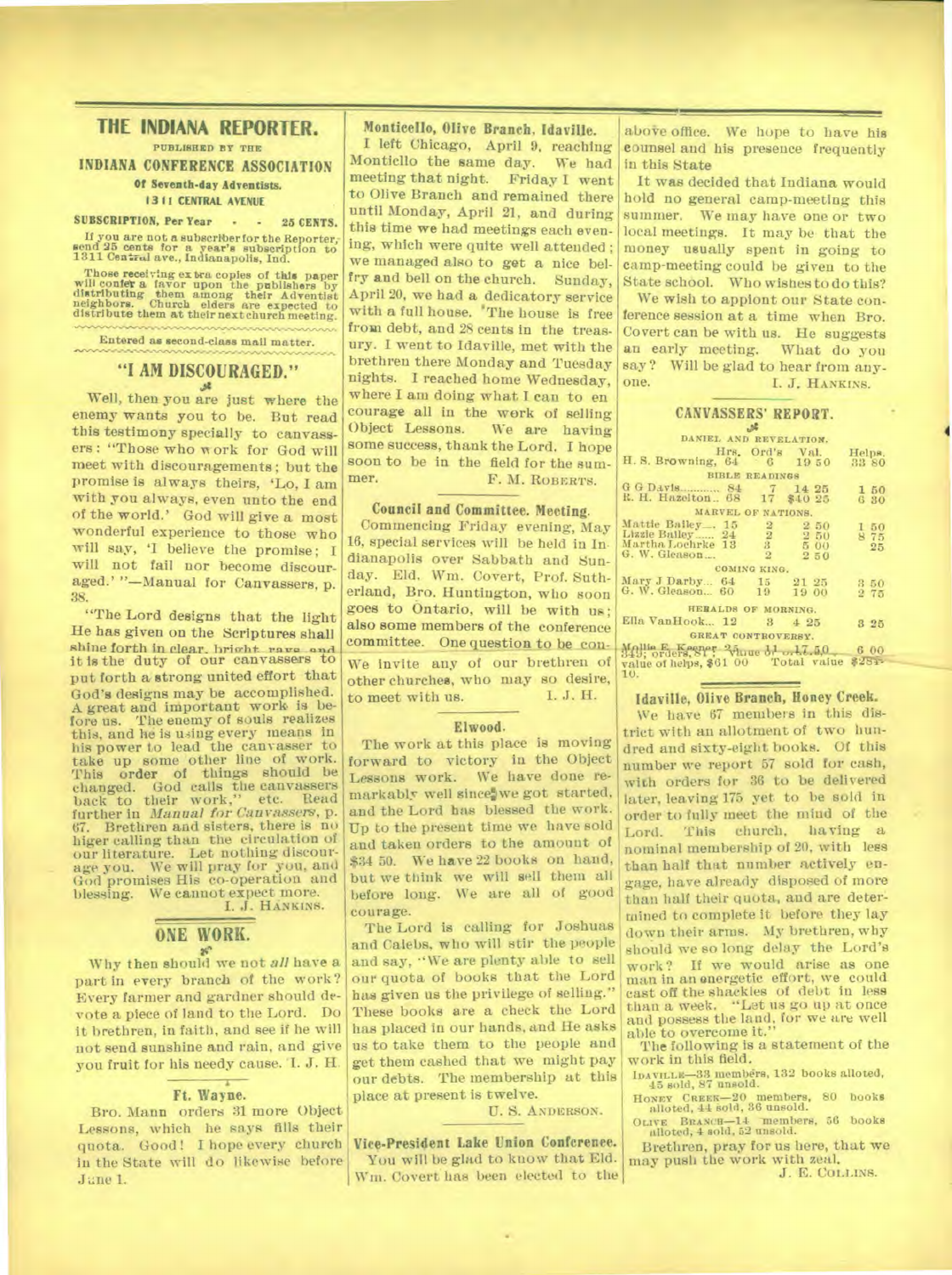# THE INDIANA REPORTER.

PUBLISHED BY THE

## INDIANA CONFERENCE ASSOCIATION

**Of Seventh-day Adventists.**

**1311 CENTRAL AVENUE**

**SUBSCRIPTION, Per Year - - 25 CENTS.**

If you are not a subscriber for the Reporter, send 25 cents for a year's subscription to 1311 Central ave., Indianapolis, Ind.

Those receiving extra copies of this paper will confer a favor upon the publishers by distributing them among their Adventist neighbors. Church elders are expected to distribute them at their next church meeting.

Entered as second-class mail matter.

## "I AM DISCOURAGED."

Well, then you are just where the enemy wants you to be. But read this testimony specially to canvassers: "Those who work for God will meet with discouragements; but the promise is always theirs, 'Lo, I am with you always, even unto the end of the world.' God will give a most wonderful experience to those who will say, 'I believe the promise; I will not fail nor become discouraged.'"—Manual for Canvassers, p. 38.

"The Lord designs that the light He has given on the Scriptures shall shine forth in clear, bright rays and it is the duty of our canvassers to put forth a strong united effort that God's designs may be accomplished. A great and important work is before us. The enemy of souls realizes this, and he is using every means in his power to lead the canvasser to take up some other line of work. This order of things should be changed. God calls the canvassers back to their work," etc. Read further in *Manual for Canvassers*, p. 67. Brethren and sisters, there is no higer calling than the circulation of our literature. Let nothing discourage you. We will pray for you, and God promises His co-operation and blessing. We cannot expect more.

I. J. HANKINS.

## ONE WORK.

Why then should we not *all* have a part in every branch of the work? Every farmer and gardner should devote a piece of land to the Lord. Do it brethren, in faith, and see if he will not send sunshine and rain, and give you fruit for his needy cause. I. J. H.

### Ft. Wayne.

Bro. Mann orders 31 more Object Lessons, which he says fills their quota. Good! I hope every church in the State will do likewise before June 1.

### Monticello, Olive Branch, Idaville.

I left Chicago, April 9, reaching Monticllo the same day. We had meeting that night. Friday I went to Olive Branch and remained there until Monday, April 21, and during this time we had meetings each evening, which were quite well attended; we managed also to get a nice belfry and bell on the church. Sunday, April 20, we had a dedicatory service with a full house. The house is free from debt, and 28 cents in the treasury. I went to Idaville, met with the brethren there Monday and Tuesday nights. I reached home Wednesday, where I am doing what I can to encourage all in the work of selling Object Lessons. We are having some success, thank the Lord. I hope soon to be in the field for the summer.

F. M. ROBERTS.

### Council and Committee Meeting.

Commencing Friday evening, May 16, special services will be held in Indianapolis over Sabbath and Sunday. Eld. Wm. Covert, Prof. Sutherland, Bro. Huntington, who soon goes to Ontario, will be with us; also some members of the conference committee. One question to be con- We invite any of our brethren of other churches, who may so desire, to meet with us. I. J. H.

### Elwood.

The work at this place is moving forward to victory in the Object Lessons work. We have done remarkably well since we got started, and the Lord has blessed the work. Up to the present time we have sold and taken orders to the amount of $34 50. We have 22 books on hand, but we think we will sell them all before long. We are all of good courage.

The Lord is calling for Joshuas and Calebs, who will stir the people and say, "We are plenty able to sell our quota of books that the Lord has given us the privilege of selling." These books are a check the Lord has placed in our hands, and He asks us to take them to the people and get them cashed that we might pay our debts. The membership at this place at present is twelve.

U. S. ANDERSON.

### Vice-President Lake Union Conference.

You will be glad to know that Eld. Wm. Covert has been elected to the above office. We hope to have his counsel and his presence frequently in this State

It was decided that Indiana would hold no general camp-meeting this summer. We may have one or two local meetings. It may be that the money usually spent in going to camp-meeting could be given to the State school. Who wishes to do this?

We wish to appiont our State conference session at a time when Bro. Covert can be with us. He suggests an early meeting. What do you say? Will be glad to hear from anyone.

I. J. HANKINS.

## CANVASSERS' REPORT.

| | Hrs. | Ord's | Val. | Helps. |
|---|---|---|---|---|
| **DANIEL AND REVELATION.** | | | | |
| H. S. Browning, | 64 | 6 | 19 50 | 33 80 |
| **BIBLE READINGS** | | | | |
| G G Davis | 84 | 7 | 14 25 | 1 50 |
| R. H. Hazelton | 68 | 17 | $40 25 | 6 30 |
| **MARVEL OF NATIONS.** | | | | |
| Mattie Bailey | 15 | 2 | 2 50 | 1 50 |
| Lizzie Bailey | 24 | 2 | 2 50 | 8 75 |
| Martha Loehrke | 13 | 3 | 5 00 | 25 |
| G. W. Gleason | | 2 | 2 50 | |
| **COMING KING.** | | | | |
| Mary J Darby | 64 | 15 | 21 25 | 3 50 |
| G. W. Gleason | 60 | 19 | 19 00 | 2 75 |
| **HERALDS OF MORNING.** | | | | |
| Ella VanHook | 12 | 3 | 4 25 | 3 25 |
| **GREAT CONTROVERSY.** | | | | |
| Mollie E. Keener | 35 | 1 | 17 50 | 6 00 |

...orders, 81. Value of ...; value of helps, $61 00 Total value $251 10.

### Idaville, Olive Branch, Honey Creek.

We have 67 members in this district with an allotment of two hundred and sixty-eight books. Of this number we report 57 sold for cash, with orders for 36 to be delivered later, leaving 175 yet to be sold in order to fully meet the mind of the Lord. This church, having a nominal membership of 20, with less than half that number actively engage, have already disposed of more than half their quota, and are determined to complete it before they lay down their arms. My brethren, why should we so long delay the Lord's work? If we would arise as one man in an energetic effort, we could cast off the shackles of debt in less than a week. "Let us go up at once and possess the land, for we are well able to overcome it."

The following is a statement of the work in this field.

- IDAVILLE—33 members, 132 books alloted, 45 sold, 87 unsold.
- HONEY CREEK—20 members, 80 books alloted, 44 sold, 36 unsold.
- OLIVE BRANCH—14 members, 56 books alloted, 4 sold, 52 unsold.

Brethren, pray for us here, that we may push the work with zeal.

J. E. COLLINS.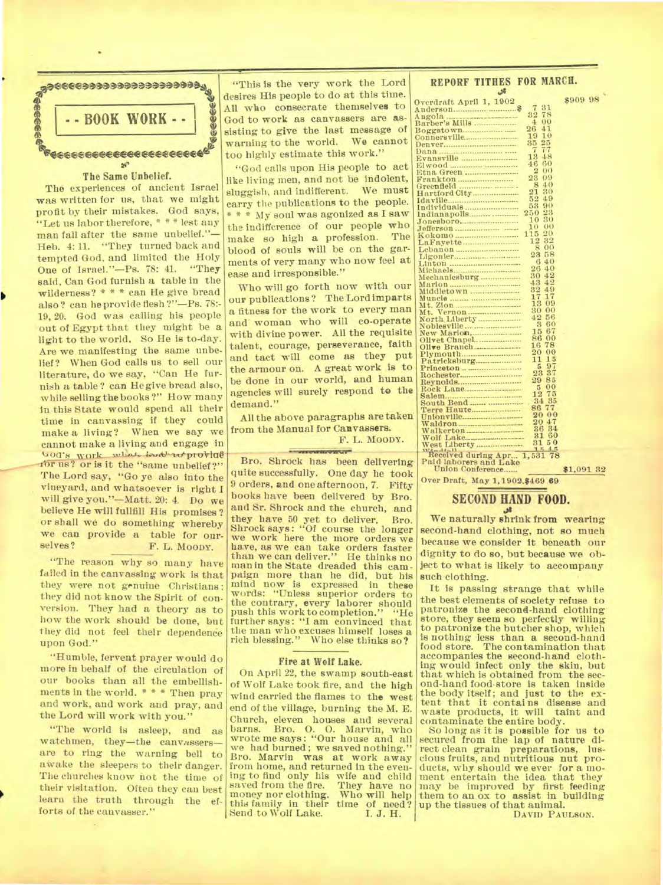## BOOK WORK

### The Same Unbelief.

The experiences of ancient Israel was written for us, that we might profit by their mistakes. God says, "Let us labor therefore, * * * lest any man fall after the same unbelief."—Heb. 4:11. "They turned back and tempted God, and limited the Holy One of Israel."—Ps. 78: 41. "They said, Can God furnish a table in the wilderness? * * * can He give bread also? can he provide flesh?"—Ps. 78:19, 20. God was calling his people out of Egypt that they might be a light to the world. So He is to-day. Are we manifesting the same unbelief? When God calls us to sell our literature, do we say, "Can He furnish a table? can He give bread also, while selling the books?" How many in this State would spend all their time in canvassing if they could make a living? When we say we cannot make a living and engage in God's work what is it to provide for us? or is it the "same unbelief?" The Lord say, "Go ye also into the vineyard, and whatsoever is right I will give you."—Matt. 20: 4. Do we believe He will fullfill His promises? or shall we do something whereby we can provide a table for ourselves?

F. L. MOODY.

"The reason why so many have failed in the canvassing work is that they were not genuine Christians; they did not know the Spirit of conversion. They had a theory as to how the work should be done, but they did not feel their dependence upon God."

"Humble, fervent prayer would do more in behalf of the circulation of our books than all the embellishments in the world. * * * Then pray and work, and work and pray, and the Lord will work with you."

"The world is asleep, and as watchmen, they—the canvassers—are to ring the warning bell to awake the sleepers to their danger. The churches know not the time of their visitation. Often they can best learn the truth through the efforts of the canvasser."

"This is the very work the Lord desires His people to do at this time. All who consecrate themselves to God to work as canvassers are assisting to give the last message of warning to the world. We cannot too highly estimate this work."

"God calls upon His people to act like living men, and not be indolent, sluggish, and indifferent. We must carry the publications to the people. * * * My soul was agonized as I saw the indifference of our people who make so high a profession. The blood of souls will be on the garments of very many who now feel at ease and irresponsible."

Who will go forth now with our our publications? The Lord imparts a fitness for the work to every man and woman who will co-operate with divine power. All the requisite talent, courage, perseverance, faith and tact will come as they put the armour on. A great work is to be done in our world, and human agencies will surely respond to the demand."

All the above paragraphs are taken from the Manual for Canvassers.

F. L. MOODY.

Bro. Shrock has been delivering quite successfully. One day he took 9 orders, and one afternoon, 7. Fifty books have been delivered by Bro. and Sr. Shrock and the church, and they have 50 yet to deliver. Bro. Shrock says: "Of course the longer we work here the more orders we have, as we can take orders faster than we can deliver." He thinks no man in the State dreaded this campaign more than he did, but his mind now is expressed in these words: "Unless superior orders to the contrary, every laborer should push this work to completion." "He further says: "I am convinced that the man who excuses himself loses a rich blessing." Who else thinks so?

### Fire at Wolf Lake.

On April 22, the swamp south-east of Wolf Lake took fire, and the high wind carried the flames to the west end of the village, burning the M. E. Church, eleven houses and several barns. Bro. O. O. Marvin, who wrote me says: "Our house and all we had burned; we saved nothing." Bro. Marvin was at work away from home, and returned in the evening to find only his wife and child saved from the fire. They have no money nor clothing. Who will help this family in their time of need? Send to Wolf Lake.

I. J. H.

## REPORF TITHES FOR MARCH.

| | | |
|---|---|---|
| Overdraft April 1, 1902 | | $909 98 |
| Anderson | $ 7 31 | |
| Angola | 32 78 | |
| Barber's Mills | 4 00 | |
| Boggstown | 26 41 | |
| Connersville | 19 10 | |
| Denver | 35 25 | |
| Dana | 7 77 | |
| Evansville | 13 48 | |
| Elwood | 46 60 | |
| Etna Green | 2 00 | |
| Frankton | 23 09 | |
| Greenfield | 8 40 | |
| Hartford City | 21 30 | |
| Idaville | 52 49 | |
| Individuals | 53 90 | |
| Indianapolis | 250 23 | |
| Jonesboro | 10 30 | |
| Jefferson | 10 00 | |
| Kokomo | 115 20 | |
| LaFayette | 12 32 | |
| Lebanon | 8 00 | |
| Ligonier | 23 58 | |
| Linton | 6 40 | |
| Michaels | 26 40 | |
| Mechanicsburg | 30 42 | |
| Marion | 43 42 | |
| Middletown | 32 49 | |
| Muncie | 17 17 | |
| Mt. Zion | 13 09 | |
| Mt. Vernon | 30 00 | |
| North Liberty | 42 56 | |
| Noblesville | 3 60 | |
| New Marion | 15 67 | |
| Olivet Chapel | 86 00 | |
| Olive Branch | 16 78 | |
| Plymouth | 20 00 | |
| Patricksburg | 11 15 | |
| Princeton | 5 97 | |
| Rochester | 23 37 | |
| Reynolds | 29 85 | |
| Rock Lane | 5 00 | |
| Salem | 12 75 | |
| South Bend | 34 35 | |
| Terre Haute | 86 77 | |
| Unionville | 20 00 | |
| Waldron | 20 47 | |
| Walkerton | 36 34 | |
| Wolf Lake | 31 60 | |
| West Liberty | 31 50 | |
| Windfall | 15 45 | |
| Received during Apr... | 1,531 78 | |
| Paid laborers and Lake Union Conference | | $1,091 32 |
| Over Draft, May 1, 1902 | | $469 69 |

## SECOND HAND FOOD.

We naturally shrink from wearing second-hand clothing, not so much because we consider it beneath our dignity to do so, but because we object to what is likely to accompany such clothing.

It is passing strange that while the best elements of society refuse to patronize the second-hand clothing store, they seem so perfectly willing to patronize the butcher shop, which is nothing less than a second-hand food store. The contamination that accompanies the second-hand clothing would infect only the skin, but that which is obtained from the second-hand food-store is taken inside the body itself; and just to the extent that it contains disease and waste products, it will taint and contaminate the entire body.

So long as it is possible for us to secured from the lap of nature direct clean grain preparations, luscious fruits, and nutritious nut products, why should we ever for a moment entertain the idea that they may be improved by first feeding them to an ox to assist in building up the tissues of that animal.

DAVID PAULSON.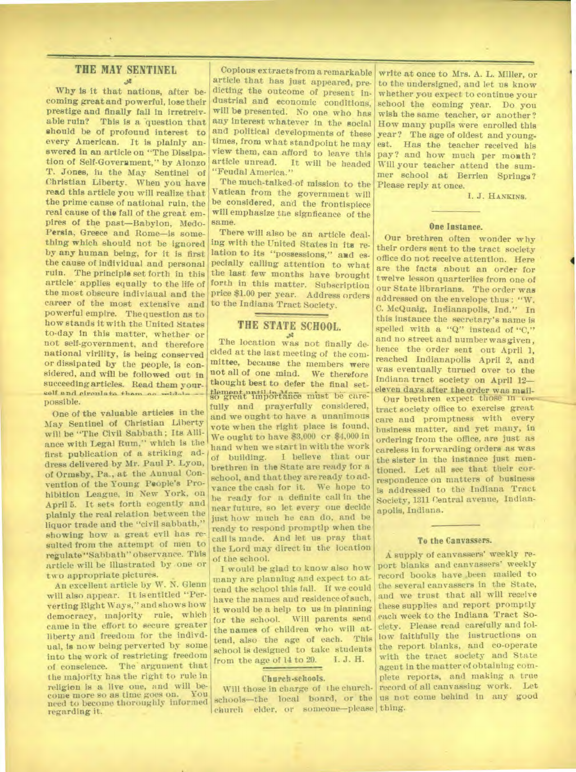## THE MAY SENTINEL

Why is it that nations, after becoming great and powerful, lose their prestige and finally fall in irretreivable ruin? This is a question that should be of profound interest to every American. It is plainly answered in an article on "The Dissipation of Self-Government," by Alonzo T. Jones, in the May Sentinel of Christian Liberty. When you have read this article you will realize that the prime cause of national ruin, the real cause of the fall of the great empires of the past—Babylon, Medo-Persia, Greece and Rome—is something which should not be ignored by any human being, for it is first the cause of individual and personal ruin. The principle set forth in this article applies equally to the life of the most obscure indiviaual and the career of the most extensive and powerful empire. The question as to how stands it with the United States to-day in this matter, whether or not self-government, and therefore national virility, is being conserved or dissipated by the people, is considered, and will be followed out in succeeding articles. Read them yourself and circulate them as widely as possible.

One of the valuable articles in the May Sentinel of Christian Liberty will be "The Civil Sabbath; Its Alliance with Legal Rum," which is the first publication of a striking address delivered by Mr. Paul P. Lyon, of Ormsby, Pa., at the Annual Convention of the Young People's Prohibition League, in New York, on April 5. It sets forth cogently and plainly the real relation between the liquor trade and the "civil sabbath," showing how a great evil has resulted from the attempt of men to regulate "Sabbath" observance. This article will be illustrated by one or two appropriate pictures.

An excellent article by W. N. Glenn will also appear. It is entitled "Perverting Right Ways," and shows how democracy, majority rule, which came in the effort to secure greater liberty and freedom for the individual, is now being perverted by some into the work of restricting freedom of conscience. The argument that the majority has the right to rule in religion is a live one, and will become more so as time goes on. You need to become thoroughly informed regarding it.

Copious extracts from a remarkable article that has just appeared, predicting the outcome of present industrial and economic conditions, will be presented. No one who has any interest whatever in the social and political developments of these times, from what standpoint he may view them, can afford to leave this article unread. It will be headed "Feudal America."

The much-talked-of mission to the Vatican from the government will be considered, and the frontispiece will emphasize the signficance of the same.

There will also be an article dealing with the United States in its relation to its "possessions," and especially calling attention to what the last few months have brought forth in this matter. Subscription price $1.00 per year. Address orders to the Indiana Tract Society.

## THE STATE SCHOOL.

The location was not finally decided at the last meeting of the committee, because the members were not all of one mind. We therefore thought best to defer the final settlement until in May ... so great importance must be carefully and prayerfully considered, and we ought to have a unanimous vote when the right place is found. We ought to have $3,000 or $4,000 in hand when we start in with the work of building. I believe that our brethren in the State are ready for a school, and that they are ready to advance the cash for it. We hope to be ready for a definite call in the near future, so let every one decide just how much he can do, and be ready to respond promptlp when the call is made. And let us pray that the Lord may direct in the location of the school.

I would be glad to know also how many are planning and expect to attend the school this fall. If we could have the names and residence of such, it would be a help to us in planning for the school. Will parents send the names of children who will attend, also the age of each. This school is designed to take students from the age of 14 to 20. I. J. H.

### Church-schools.

Will those in charge of the church-schools—the local board, or the church elder, or someone—please write at once to Mrs. A. L. Miller, or to the undersigned, and let us know whether you expect to continue your school the coming year. Do you wish the same teacher, or another? How many pupils were enrolled this year? The age of oldest and youngest. Has the teacher received his pay? and how much per month? Will your teacher attend the summer school at Berrien Springs? Please reply at once.

I. J. HANKINS.

### One Instance.

Our brethren often wonder why their orders sent to the tract society office do not receive attention. Here are the facts about an order for twelve lesson quarterlies from one of our State librarians. The order was addressed on the envelope thus: "W. C. McQuaig, Indianapolis, Ind." In this instance the secretary's name is spelled with a "Q" instead of "C," and no street and number was given, hence the order sent out April 1, reached Indianapolis April 2, and was eventually turned over to the Indiana tract society on April 12—eleven days after the order was mailed.

Our brethren expect those in the tract society office to exercise great care and promptness with every business matter, and yet many, in ordering from the office, are just as careless in forwarding orders as was the sister in the instance just mentioned. Let all see that their correspondence on matters of business is addressed to the Indiana Tract Society, 1311 Central avenue, Indianapolis, Indiana.

### To the Canvassers.

A supply of canvassers' weekly report blanks and canvassers' weekly record books have been mailed to the several canvassers in the State, and we trust that all will receive these supplies and report promptly each week to the Indiana Tract Society. Please read carefully and follow faithfully the instructions on the report blanks, and co-operate with the tract society and State agent in the matter of obtaining complete reports, and making a true record of all canvassing work. Let us not come behind in any good thing.